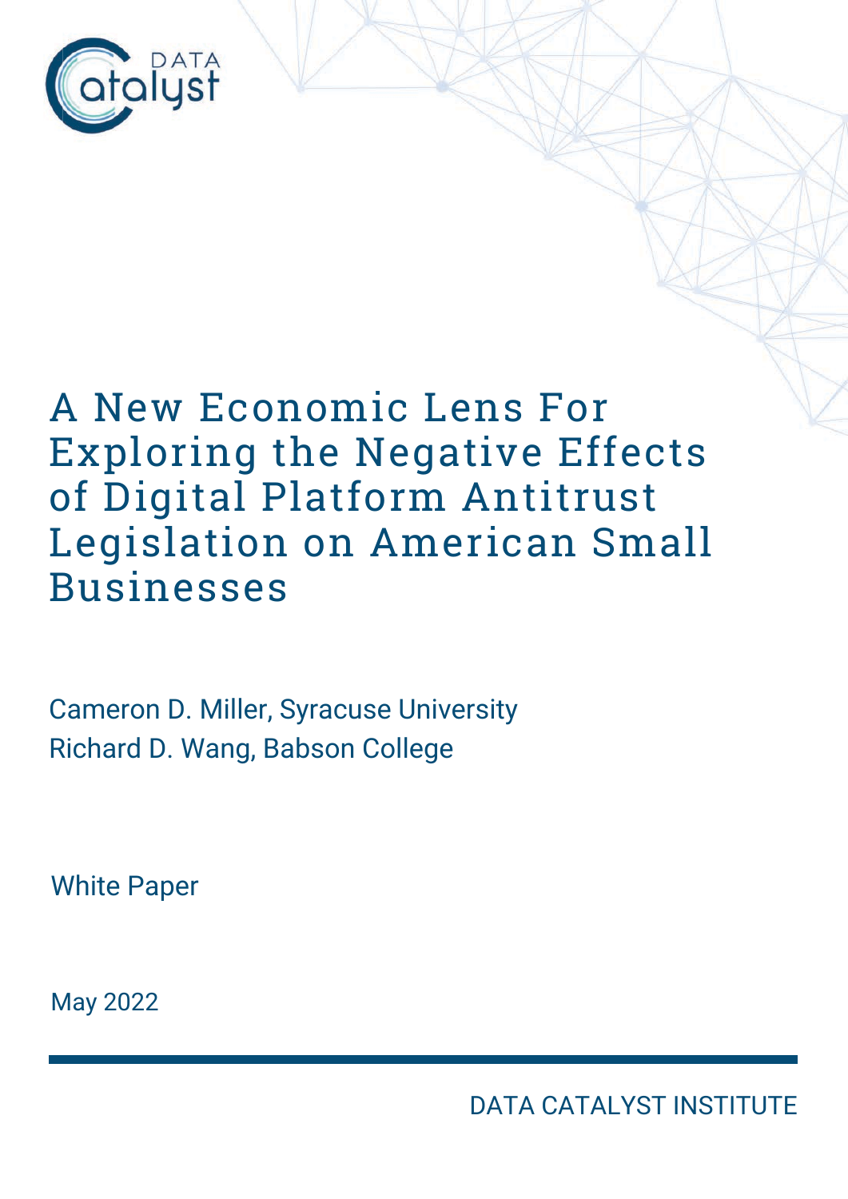DATA Catalyst

# A New Economic Lens For Exploring the Negative Effects of Digital Platform Antitrust Legislation on American Small Businesses

Cameron D. Miller, Syracuse University
Richard D. Wang, Babson College

White Paper

May 2022

DATA CATALYST INSTITUTE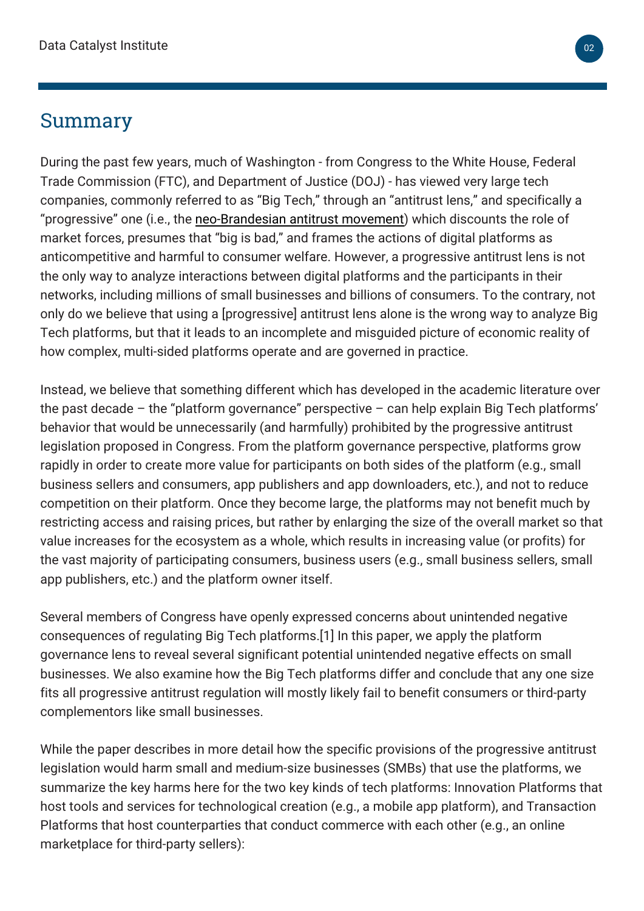## Summary

During the past few years, much of Washington - from Congress to the White House, Federal Trade Commission (FTC), and Department of Justice (DOJ) - has viewed very large tech companies, commonly referred to as "Big Tech," through an "antitrust lens," and specifically a "progressive" one (i.e., the neo-Brandesian antitrust movement) which discounts the role of market forces, presumes that "big is bad," and frames the actions of digital platforms as anticompetitive and harmful to consumer welfare. However, a progressive antitrust lens is not the only way to analyze interactions between digital platforms and the participants in their networks, including millions of small businesses and billions of consumers. To the contrary, not only do we believe that using a [progressive] antitrust lens alone is the wrong way to analyze Big Tech platforms, but that it leads to an incomplete and misguided picture of economic reality of how complex, multi-sided platforms operate and are governed in practice.

Instead, we believe that something different which has developed in the academic literature over the past decade – the "platform governance" perspective – can help explain Big Tech platforms' behavior that would be unnecessarily (and harmfully) prohibited by the progressive antitrust legislation proposed in Congress. From the platform governance perspective, platforms grow rapidly in order to create more value for participants on both sides of the platform (e.g., small business sellers and consumers, app publishers and app downloaders, etc.), and not to reduce competition on their platform. Once they become large, the platforms may not benefit much by restricting access and raising prices, but rather by enlarging the size of the overall market so that value increases for the ecosystem as a whole, which results in increasing value (or profits) for the vast majority of participating consumers, business users (e.g., small business sellers, small app publishers, etc.) and the platform owner itself.

Several members of Congress have openly expressed concerns about unintended negative consequences of regulating Big Tech platforms.[1] In this paper, we apply the platform governance lens to reveal several significant potential unintended negative effects on small businesses. We also examine how the Big Tech platforms differ and conclude that any one size fits all progressive antitrust regulation will mostly likely fail to benefit consumers or third-party complementors like small businesses.

While the paper describes in more detail how the specific provisions of the progressive antitrust legislation would harm small and medium-size businesses (SMBs) that use the platforms, we summarize the key harms here for the two key kinds of tech platforms: Innovation Platforms that host tools and services for technological creation (e.g., a mobile app platform), and Transaction Platforms that host counterparties that conduct commerce with each other (e.g., an online marketplace for third-party sellers):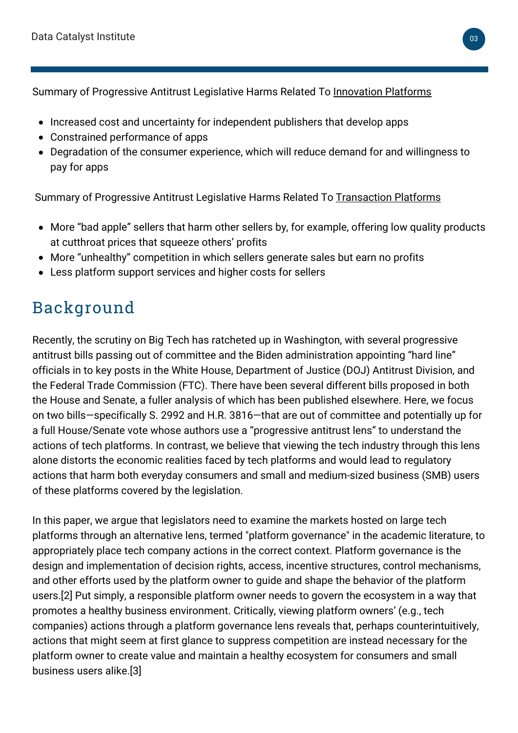Summary of Progressive Antitrust Legislative Harms Related To Innovation Platforms

- Increased cost and uncertainty for independent publishers that develop apps
- Constrained performance of apps
- Degradation of the consumer experience, which will reduce demand for and willingness to pay for apps

Summary of Progressive Antitrust Legislative Harms Related To Transaction Platforms

- More "bad apple" sellers that harm other sellers by, for example, offering low quality products at cutthroat prices that squeeze others' profits
- More "unhealthy" competition in which sellers generate sales but earn no profits
- Less platform support services and higher costs for sellers

## Background

Recently, the scrutiny on Big Tech has ratcheted up in Washington, with several progressive antitrust bills passing out of committee and the Biden administration appointing "hard line" officials in to key posts in the White House, Department of Justice (DOJ) Antitrust Division, and the Federal Trade Commission (FTC). There have been several different bills proposed in both the House and Senate, a fuller analysis of which has been published elsewhere. Here, we focus on two bills—specifically S. 2992 and H.R. 3816—that are out of committee and potentially up for a full House/Senate vote whose authors use a "progressive antitrust lens" to understand the actions of tech platforms. In contrast, we believe that viewing the tech industry through this lens alone distorts the economic realities faced by tech platforms and would lead to regulatory actions that harm both everyday consumers and small and medium-sized business (SMB) users of these platforms covered by the legislation.

In this paper, we argue that legislators need to examine the markets hosted on large tech platforms through an alternative lens, termed "platform governance" in the academic literature, to appropriately place tech company actions in the correct context. Platform governance is the design and implementation of decision rights, access, incentive structures, control mechanisms, and other efforts used by the platform owner to guide and shape the behavior of the platform users.[2] Put simply, a responsible platform owner needs to govern the ecosystem in a way that promotes a healthy business environment. Critically, viewing platform owners' (e.g., tech companies) actions through a platform governance lens reveals that, perhaps counterintuitively, actions that might seem at first glance to suppress competition are instead necessary for the platform owner to create value and maintain a healthy ecosystem for consumers and small business users alike.[3]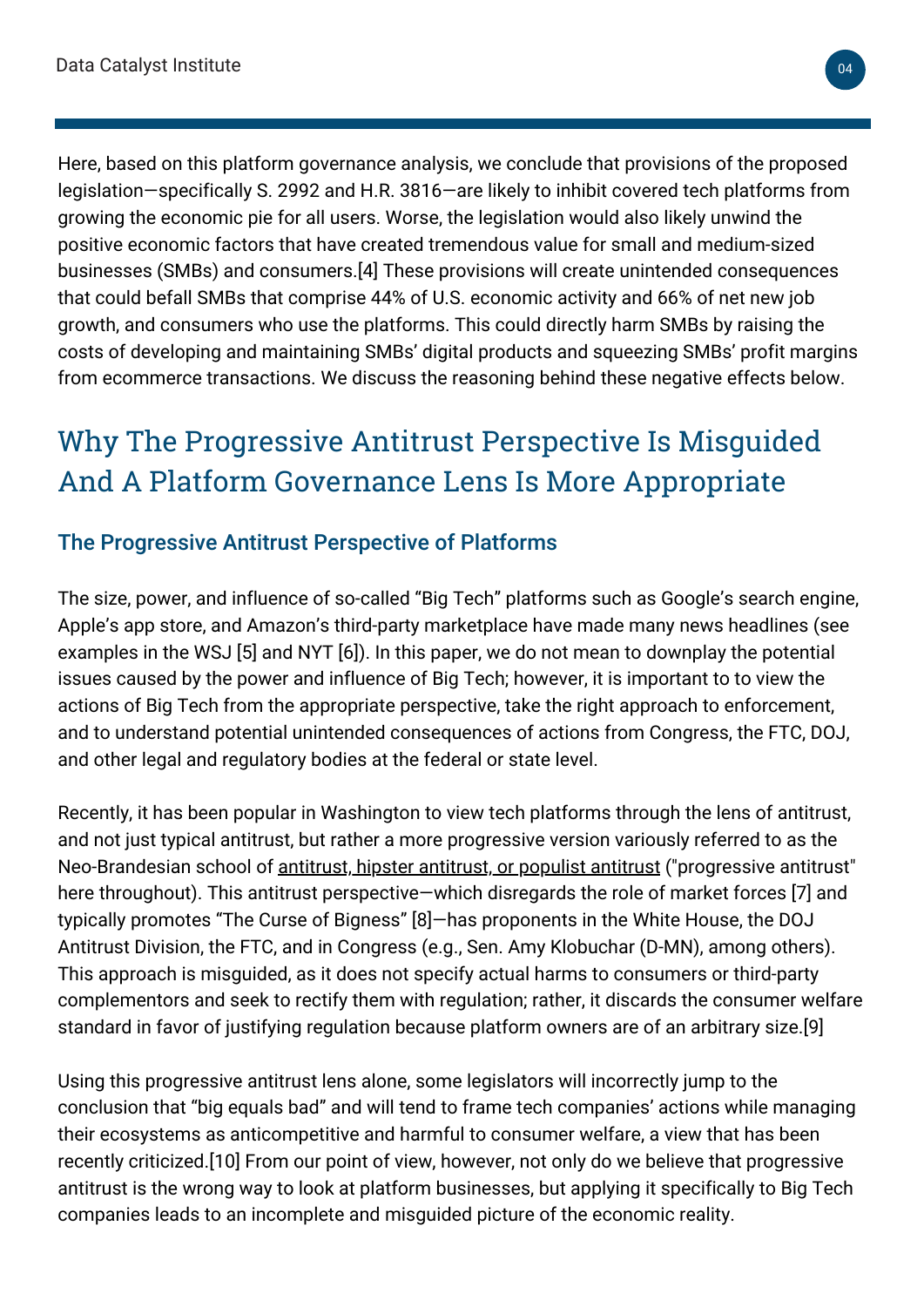Here, based on this platform governance analysis, we conclude that provisions of the proposed legislation—specifically S. 2992 and H.R. 3816—are likely to inhibit covered tech platforms from growing the economic pie for all users. Worse, the legislation would also likely unwind the positive economic factors that have created tremendous value for small and medium-sized businesses (SMBs) and consumers.[4] These provisions will create unintended consequences that could befall SMBs that comprise 44% of U.S. economic activity and 66% of net new job growth, and consumers who use the platforms. This could directly harm SMBs by raising the costs of developing and maintaining SMBs' digital products and squeezing SMBs' profit margins from ecommerce transactions. We discuss the reasoning behind these negative effects below.

## Why The Progressive Antitrust Perspective Is Misguided And A Platform Governance Lens Is More Appropriate

### The Progressive Antitrust Perspective of Platforms

The size, power, and influence of so-called "Big Tech" platforms such as Google's search engine, Apple's app store, and Amazon's third-party marketplace have made many news headlines (see examples in the WSJ [5] and NYT [6]). In this paper, we do not mean to downplay the potential issues caused by the power and influence of Big Tech; however, it is important to to view the actions of Big Tech from the appropriate perspective, take the right approach to enforcement, and to understand potential unintended consequences of actions from Congress, the FTC, DOJ, and other legal and regulatory bodies at the federal or state level.

Recently, it has been popular in Washington to view tech platforms through the lens of antitrust, and not just typical antitrust, but rather a more progressive version variously referred to as the Neo-Brandesian school of antitrust, hipster antitrust, or populist antitrust ("progressive antitrust" here throughout). This antitrust perspective—which disregards the role of market forces [7] and typically promotes "The Curse of Bigness" [8]—has proponents in the White House, the DOJ Antitrust Division, the FTC, and in Congress (e.g., Sen. Amy Klobuchar (D-MN), among others). This approach is misguided, as it does not specify actual harms to consumers or third-party complementors and seek to rectify them with regulation; rather, it discards the consumer welfare standard in favor of justifying regulation because platform owners are of an arbitrary size.[9]

Using this progressive antitrust lens alone, some legislators will incorrectly jump to the conclusion that "big equals bad" and will tend to frame tech companies' actions while managing their ecosystems as anticompetitive and harmful to consumer welfare, a view that has been recently criticized.[10] From our point of view, however, not only do we believe that progressive antitrust is the wrong way to look at platform businesses, but applying it specifically to Big Tech companies leads to an incomplete and misguided picture of the economic reality.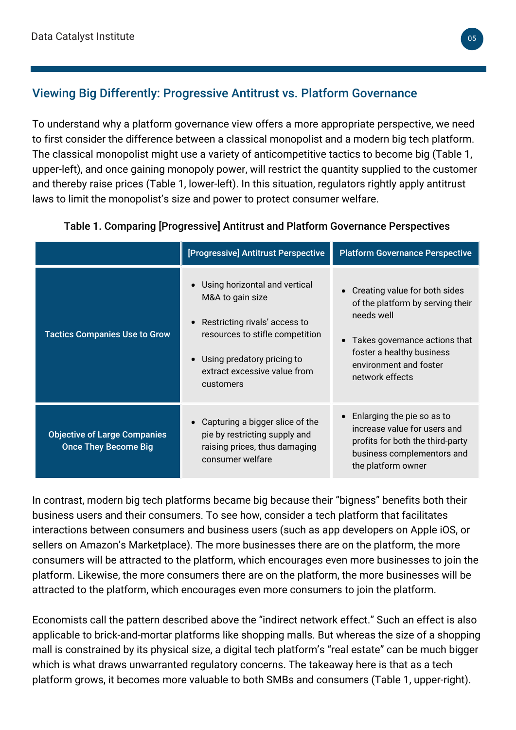## Viewing Big Differently: Progressive Antitrust vs. Platform Governance

To understand why a platform governance view offers a more appropriate perspective, we need to first consider the difference between a classical monopolist and a modern big tech platform. The classical monopolist might use a variety of anticompetitive tactics to become big (Table 1, upper-left), and once gaining monopoly power, will restrict the quantity supplied to the customer and thereby raise prices (Table 1, lower-left). In this situation, regulators rightly apply antitrust laws to limit the monopolist's size and power to protect consumer welfare.

**Table 1. Comparing [Progressive] Antitrust and Platform Governance Perspectives**

| | [Progressive] Antitrust Perspective | Platform Governance Perspective |
|---|---|---|
| **Tactics Companies Use to Grow** | • Using horizontal and vertical M&A to gain size<br>• Restricting rivals' access to resources to stifle competition<br>• Using predatory pricing to extract excessive value from customers | • Creating value for both sides of the platform by serving their needs well<br>• Takes governance actions that foster a healthy business environment and foster network effects |
| **Objective of Large Companies Once They Become Big** | • Capturing a bigger slice of the pie by restricting supply and raising prices, thus damaging consumer welfare | • Enlarging the pie so as to increase value for users and profits for both the third-party business complementors and the platform owner |

In contrast, modern big tech platforms became big because their "bigness" benefits both their business users and their consumers. To see how, consider a tech platform that facilitates interactions between consumers and business users (such as app developers on Apple iOS, or sellers on Amazon's Marketplace). The more businesses there are on the platform, the more consumers will be attracted to the platform, which encourages even more businesses to join the platform. Likewise, the more consumers there are on the platform, the more businesses will be attracted to the platform, which encourages even more consumers to join the platform.

Economists call the pattern described above the "indirect network effect." Such an effect is also applicable to brick-and-mortar platforms like shopping malls. But whereas the size of a shopping mall is constrained by its physical size, a digital tech platform's "real estate" can be much bigger which is what draws unwarranted regulatory concerns. The takeaway here is that as a tech platform grows, it becomes more valuable to both SMBs and consumers (Table 1, upper-right).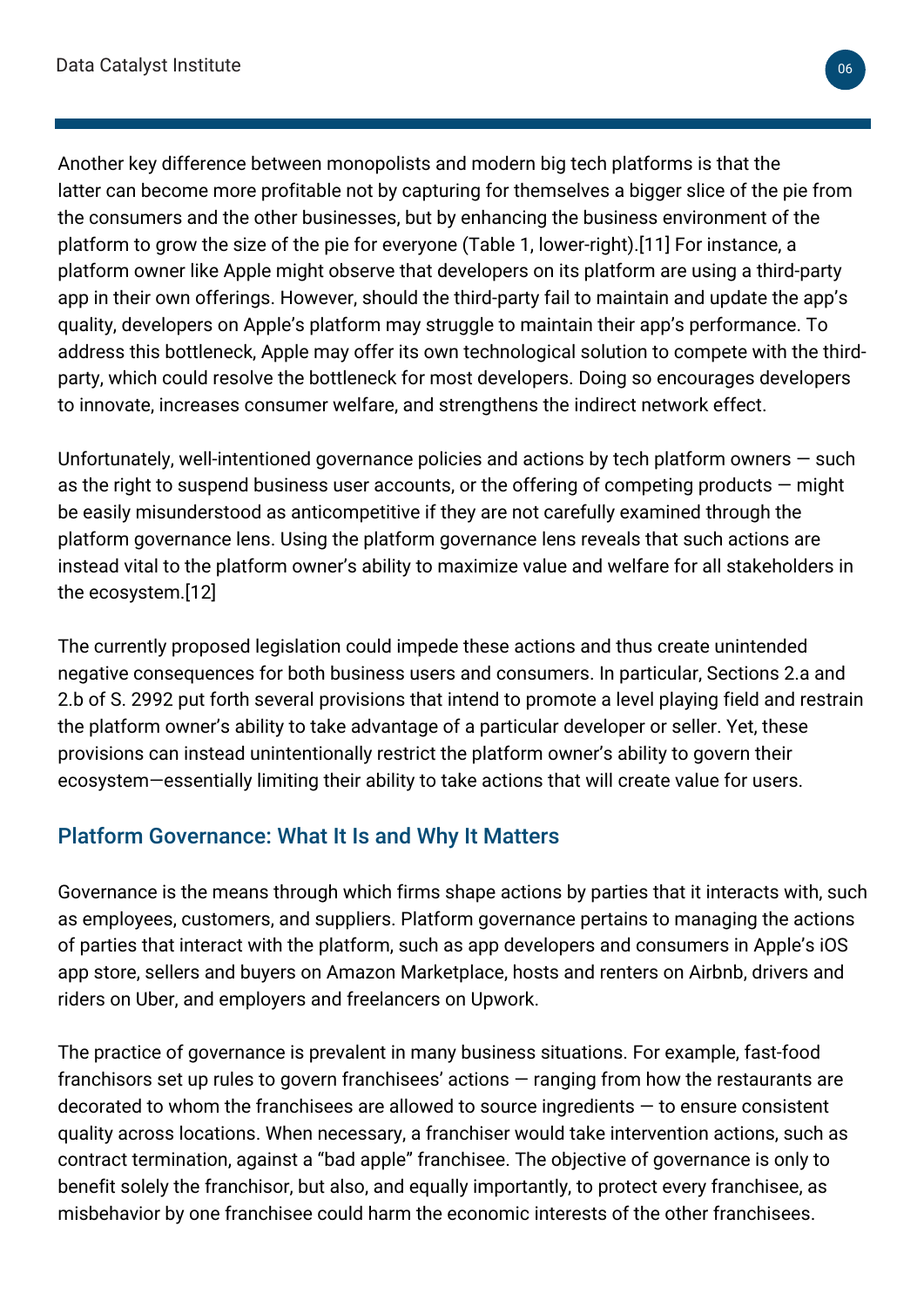Another key difference between monopolists and modern big tech platforms is that the latter can become more profitable not by capturing for themselves a bigger slice of the pie from the consumers and the other businesses, but by enhancing the business environment of the platform to grow the size of the pie for everyone (Table 1, lower-right).[11] For instance, a platform owner like Apple might observe that developers on its platform are using a third-party app in their own offerings. However, should the third-party fail to maintain and update the app's quality, developers on Apple's platform may struggle to maintain their app's performance. To address this bottleneck, Apple may offer its own technological solution to compete with the third-party, which could resolve the bottleneck for most developers. Doing so encourages developers to innovate, increases consumer welfare, and strengthens the indirect network effect.

Unfortunately, well-intentioned governance policies and actions by tech platform owners — such as the right to suspend business user accounts, or the offering of competing products — might be easily misunderstood as anticompetitive if they are not carefully examined through the platform governance lens. Using the platform governance lens reveals that such actions are instead vital to the platform owner's ability to maximize value and welfare for all stakeholders in the ecosystem.[12]

The currently proposed legislation could impede these actions and thus create unintended negative consequences for both business users and consumers. In particular, Sections 2.a and 2.b of S. 2992 put forth several provisions that intend to promote a level playing field and restrain the platform owner's ability to take advantage of a particular developer or seller. Yet, these provisions can instead unintentionally restrict the platform owner's ability to govern their ecosystem—essentially limiting their ability to take actions that will create value for users.

## Platform Governance: What It Is and Why It Matters

Governance is the means through which firms shape actions by parties that it interacts with, such as employees, customers, and suppliers. Platform governance pertains to managing the actions of parties that interact with the platform, such as app developers and consumers in Apple's iOS app store, sellers and buyers on Amazon Marketplace, hosts and renters on Airbnb, drivers and riders on Uber, and employers and freelancers on Upwork.

The practice of governance is prevalent in many business situations. For example, fast-food franchisors set up rules to govern franchisees' actions — ranging from how the restaurants are decorated to whom the franchisees are allowed to source ingredients — to ensure consistent quality across locations. When necessary, a franchiser would take intervention actions, such as contract termination, against a "bad apple" franchisee. The objective of governance is only to benefit solely the franchisor, but also, and equally importantly, to protect every franchisee, as misbehavior by one franchisee could harm the economic interests of the other franchisees.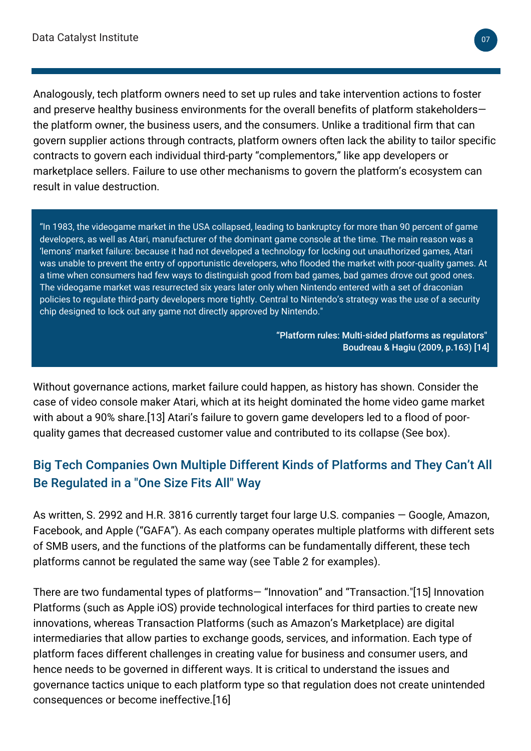Analogously, tech platform owners need to set up rules and take intervention actions to foster and preserve healthy business environments for the overall benefits of platform stakeholders—the platform owner, the business users, and the consumers. Unlike a traditional firm that can govern supplier actions through contracts, platform owners often lack the ability to tailor specific contracts to govern each individual third-party "complementors," like app developers or marketplace sellers. Failure to use other mechanisms to govern the platform's ecosystem can result in value destruction.

> "In 1983, the videogame market in the USA collapsed, leading to bankruptcy for more than 90 percent of game developers, as well as Atari, manufacturer of the dominant game console at the time. The main reason was a 'lemons' market failure: because it had not developed a technology for locking out unauthorized games, Atari was unable to prevent the entry of opportunistic developers, who flooded the market with poor-quality games. At a time when consumers had few ways to distinguish good from bad games, bad games drove out good ones. The videogame market was resurrected six years later only when Nintendo entered with a set of draconian policies to regulate third-party developers more tightly. Central to Nintendo's strategy was the use of a security chip designed to lock out any game not directly approved by Nintendo."
>
> **"Platform rules: Multi-sided platforms as regulators"**
> **Boudreau & Hagiu (2009, p.163) [14]**

Without governance actions, market failure could happen, as history has shown. Consider the case of video console maker Atari, which at its height dominated the home video game market with about a 90% share.[13] Atari's failure to govern game developers led to a flood of poor-quality games that decreased customer value and contributed to its collapse (See box).

## Big Tech Companies Own Multiple Different Kinds of Platforms and They Can't All Be Regulated in a "One Size Fits All" Way

As written, S. 2992 and H.R. 3816 currently target four large U.S. companies — Google, Amazon, Facebook, and Apple ("GAFA"). As each company operates multiple platforms with different sets of SMB users, and the functions of the platforms can be fundamentally different, these tech platforms cannot be regulated the same way (see Table 2 for examples).

There are two fundamental types of platforms— "Innovation" and "Transaction."[15] Innovation Platforms (such as Apple iOS) provide technological interfaces for third parties to create new innovations, whereas Transaction Platforms (such as Amazon's Marketplace) are digital intermediaries that allow parties to exchange goods, services, and information. Each type of platform faces different challenges in creating value for business and consumer users, and hence needs to be governed in different ways. It is critical to understand the issues and governance tactics unique to each platform type so that regulation does not create unintended consequences or become ineffective.[16]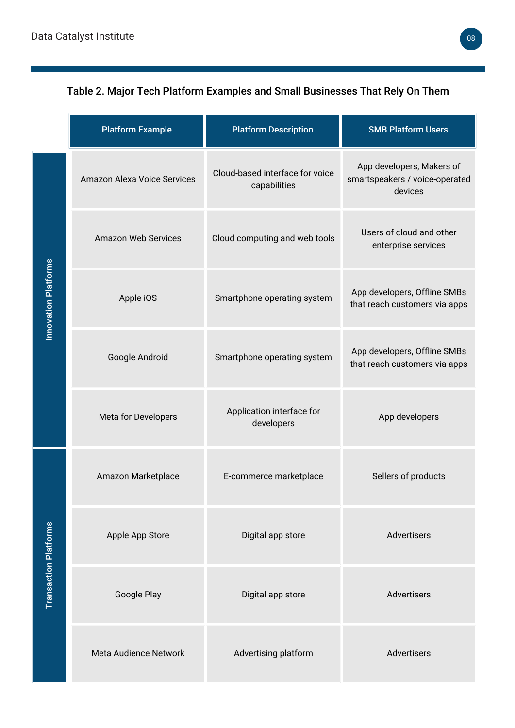### Table 2. Major Tech Platform Examples and Small Businesses That Rely On Them

| | Platform Example | Platform Description | SMB Platform Users |
|---|---|---|---|
| Innovation Platforms | Amazon Alexa Voice Services | Cloud-based interface for voice capabilities | App developers, Makers of smartspeakers / voice-operated devices |
| | Amazon Web Services | Cloud computing and web tools | Users of cloud and other enterprise services |
| | Apple iOS | Smartphone operating system | App developers, Offline SMBs that reach customers via apps |
| | Google Android | Smartphone operating system | App developers, Offline SMBs that reach customers via apps |
| | Meta for Developers | Application interface for developers | App developers |
| Transaction Platforms | Amazon Marketplace | E-commerce marketplace | Sellers of products |
| | Apple App Store | Digital app store | Advertisers |
| | Google Play | Digital app store | Advertisers |
| | Meta Audience Network | Advertising platform | Advertisers |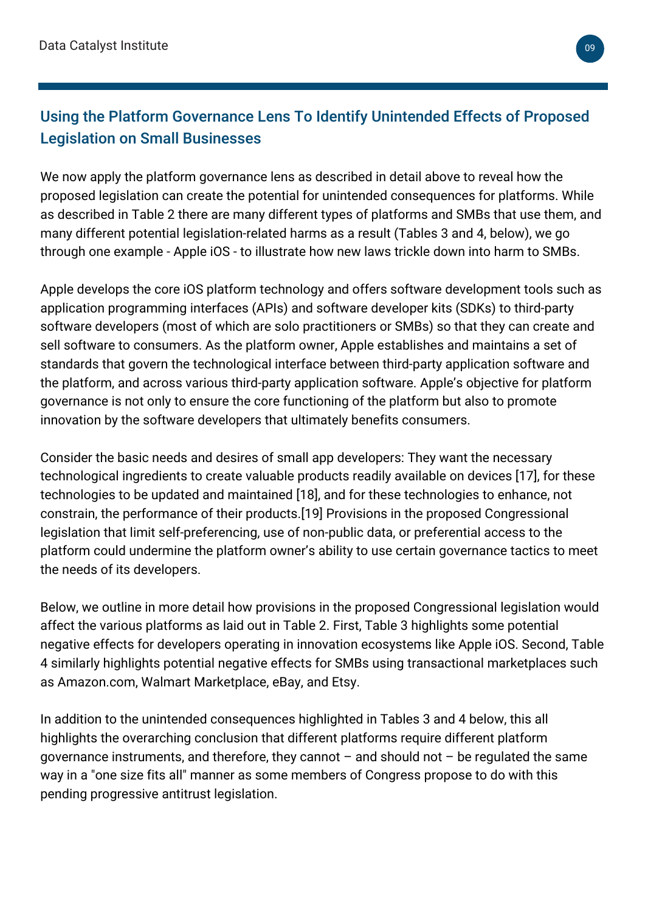## Using the Platform Governance Lens To Identify Unintended Effects of Proposed Legislation on Small Businesses

We now apply the platform governance lens as described in detail above to reveal how the proposed legislation can create the potential for unintended consequences for platforms. While as described in Table 2 there are many different types of platforms and SMBs that use them, and many different potential legislation-related harms as a result (Tables 3 and 4, below), we go through one example - Apple iOS - to illustrate how new laws trickle down into harm to SMBs.

Apple develops the core iOS platform technology and offers software development tools such as application programming interfaces (APIs) and software developer kits (SDKs) to third-party software developers (most of which are solo practitioners or SMBs) so that they can create and sell software to consumers. As the platform owner, Apple establishes and maintains a set of standards that govern the technological interface between third-party application software and the platform, and across various third-party application software. Apple's objective for platform governance is not only to ensure the core functioning of the platform but also to promote innovation by the software developers that ultimately benefits consumers.

Consider the basic needs and desires of small app developers: They want the necessary technological ingredients to create valuable products readily available on devices [17], for these technologies to be updated and maintained [18], and for these technologies to enhance, not constrain, the performance of their products.[19] Provisions in the proposed Congressional legislation that limit self-preferencing, use of non-public data, or preferential access to the platform could undermine the platform owner's ability to use certain governance tactics to meet the needs of its developers.

Below, we outline in more detail how provisions in the proposed Congressional legislation would affect the various platforms as laid out in Table 2. First, Table 3 highlights some potential negative effects for developers operating in innovation ecosystems like Apple iOS. Second, Table 4 similarly highlights potential negative effects for SMBs using transactional marketplaces such as Amazon.com, Walmart Marketplace, eBay, and Etsy.

In addition to the unintended consequences highlighted in Tables 3 and 4 below, this all highlights the overarching conclusion that different platforms require different platform governance instruments, and therefore, they cannot – and should not – be regulated the same way in a "one size fits all" manner as some members of Congress propose to do with this pending progressive antitrust legislation.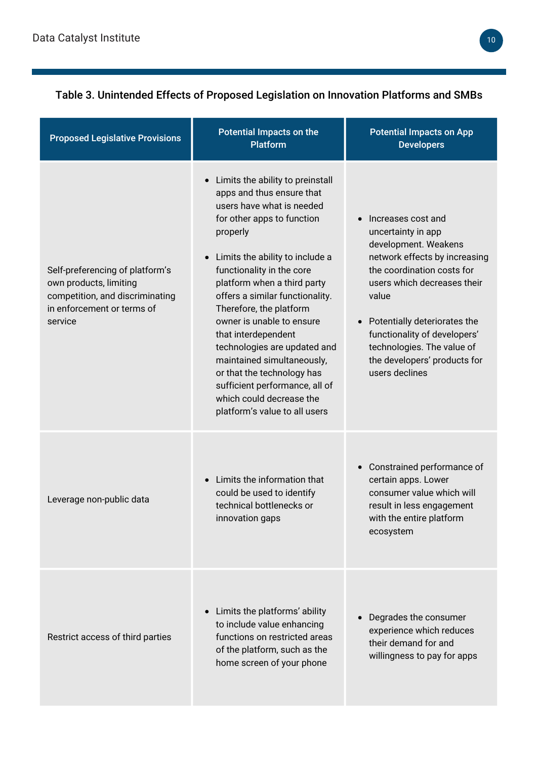### Table 3. Unintended Effects of Proposed Legislation on Innovation Platforms and SMBs

| Proposed Legislative Provisions | Potential Impacts on the Platform | Potential Impacts on App Developers |
| --- | --- | --- |
| Self-preferencing of platform's own products, limiting competition, and discriminating in enforcement or terms of service | • Limits the ability to preinstall apps and thus ensure that users have what is needed for other apps to function properly<br><br>• Limits the ability to include a functionality in the core platform when a third party offers a similar functionality. Therefore, the platform owner is unable to ensure that interdependent technologies are updated and maintained simultaneously, or that the technology has sufficient performance, all of which could decrease the platform's value to all users | • Increases cost and uncertainty in app development. Weakens network effects by increasing the coordination costs for users which decreases their value<br><br>• Potentially deteriorates the functionality of developers' technologies. The value of the developers' products for users declines |
| Leverage non-public data | • Limits the information that could be used to identify technical bottlenecks or innovation gaps | • Constrained performance of certain apps. Lower consumer value which will result in less engagement with the entire platform ecosystem |
| Restrict access of third parties | • Limits the platforms' ability to include value enhancing functions on restricted areas of the platform, such as the home screen of your phone | • Degrades the consumer experience which reduces their demand for and willingness to pay for apps |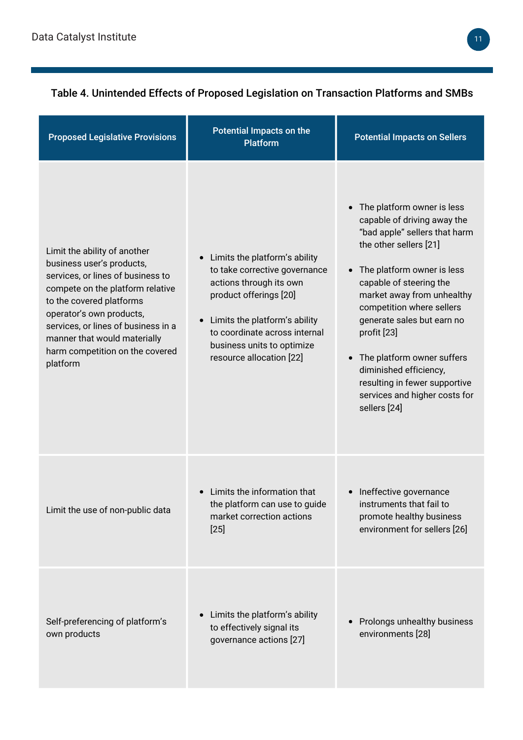Table 4. Unintended Effects of Proposed Legislation on Transaction Platforms and SMBs

| Proposed Legislative Provisions | Potential Impacts on the Platform | Potential Impacts on Sellers |
|---|---|---|
| Limit the ability of another business user's products, services, or lines of business to compete on the platform relative to the covered platforms operator's own products, services, or lines of business in a manner that would materially harm competition on the covered platform | • Limits the platform's ability to take corrective governance actions through its own product offerings [20]<br>• Limits the platform's ability to coordinate across internal business units to optimize resource allocation [22] | • The platform owner is less capable of driving away the "bad apple" sellers that harm the other sellers [21]<br>• The platform owner is less capable of steering the market away from unhealthy competition where sellers generate sales but earn no profit [23]<br>• The platform owner suffers diminished efficiency, resulting in fewer supportive services and higher costs for sellers [24] |
| Limit the use of non-public data | • Limits the information that the platform can use to guide market correction actions [25] | • Ineffective governance instruments that fail to promote healthy business environment for sellers [26] |
| Self-preferencing of platform's own products | • Limits the platform's ability to effectively signal its governance actions [27] | • Prolongs unhealthy business environments [28] |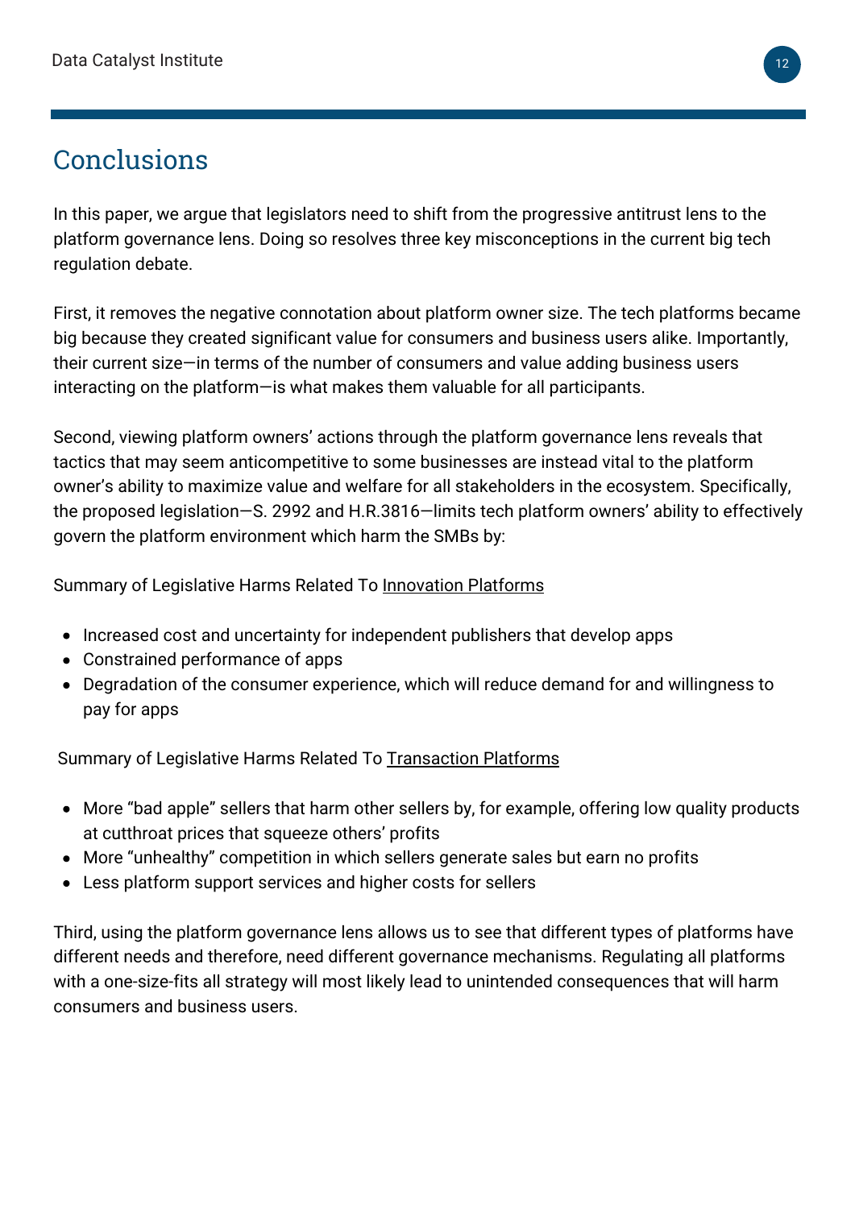## Conclusions

In this paper, we argue that legislators need to shift from the progressive antitrust lens to the platform governance lens. Doing so resolves three key misconceptions in the current big tech regulation debate.

First, it removes the negative connotation about platform owner size. The tech platforms became big because they created significant value for consumers and business users alike. Importantly, their current size—in terms of the number of consumers and value adding business users interacting on the platform—is what makes them valuable for all participants.

Second, viewing platform owners' actions through the platform governance lens reveals that tactics that may seem anticompetitive to some businesses are instead vital to the platform owner's ability to maximize value and welfare for all stakeholders in the ecosystem. Specifically, the proposed legislation—S. 2992 and H.R.3816—limits tech platform owners' ability to effectively govern the platform environment which harm the SMBs by:

Summary of Legislative Harms Related To <u>Innovation Platforms</u>

- Increased cost and uncertainty for independent publishers that develop apps
- Constrained performance of apps
- Degradation of the consumer experience, which will reduce demand for and willingness to pay for apps

Summary of Legislative Harms Related To <u>Transaction Platforms</u>

- More "bad apple" sellers that harm other sellers by, for example, offering low quality products at cutthroat prices that squeeze others' profits
- More "unhealthy" competition in which sellers generate sales but earn no profits
- Less platform support services and higher costs for sellers

Third, using the platform governance lens allows us to see that different types of platforms have different needs and therefore, need different governance mechanisms. Regulating all platforms with a one-size-fits all strategy will most likely lead to unintended consequences that will harm consumers and business users.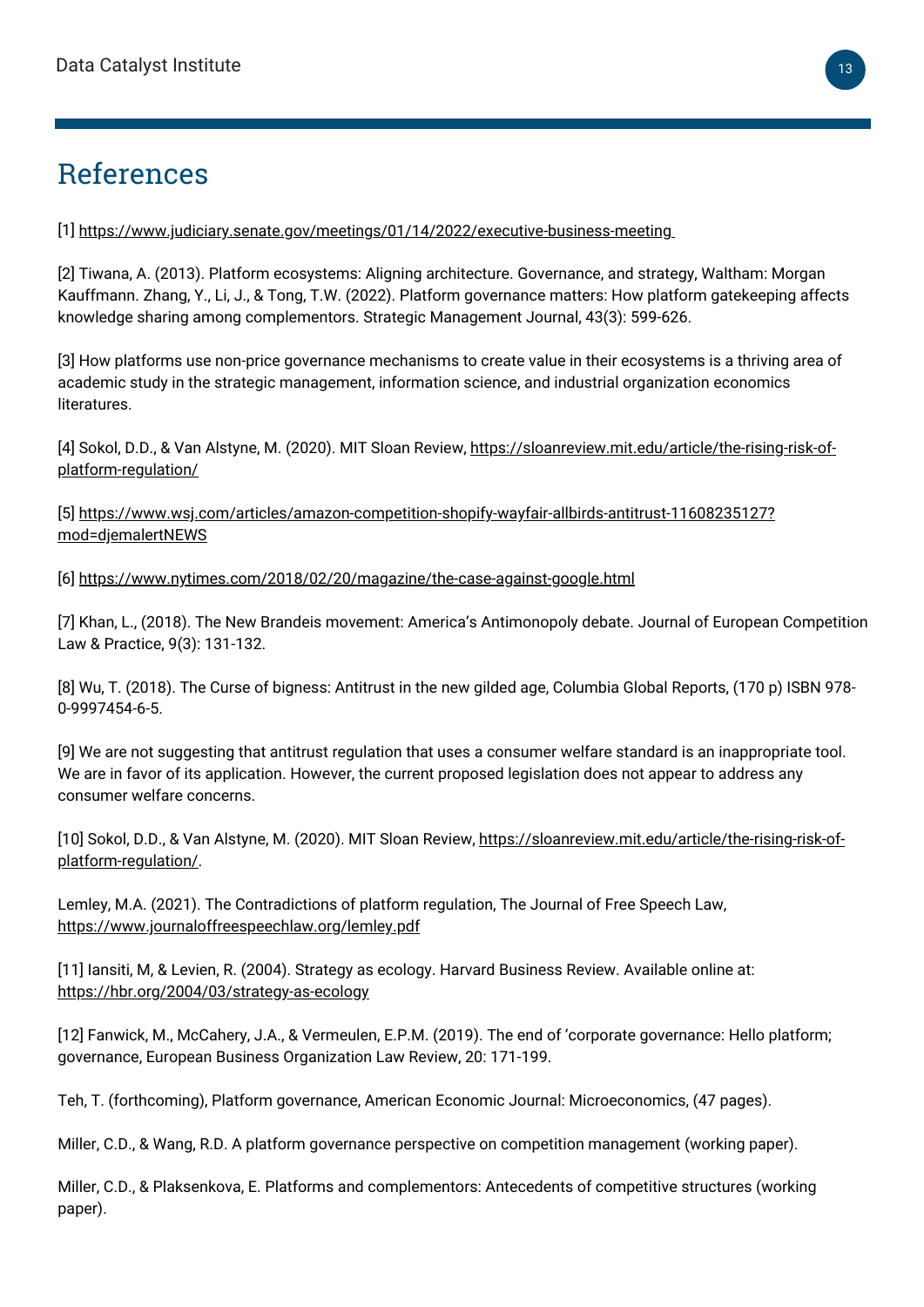# References

[1] https://www.judiciary.senate.gov/meetings/01/14/2022/executive-business-meeting

[2] Tiwana, A. (2013). Platform ecosystems: Aligning architecture. Governance, and strategy, Waltham: Morgan Kauffmann. Zhang, Y., Li, J., & Tong, T.W. (2022). Platform governance matters: How platform gatekeeping affects knowledge sharing among complementors. Strategic Management Journal, 43(3): 599-626.

[3] How platforms use non-price governance mechanisms to create value in their ecosystems is a thriving area of academic study in the strategic management, information science, and industrial organization economics literatures.

[4] Sokol, D.D., & Van Alstyne, M. (2020). MIT Sloan Review, https://sloanreview.mit.edu/article/the-rising-risk-of-platform-regulation/

[5] https://www.wsj.com/articles/amazon-competition-shopify-wayfair-allbirds-antitrust-11608235127?mod=djemalertNEWS

[6] https://www.nytimes.com/2018/02/20/magazine/the-case-against-google.html

[7] Khan, L., (2018). The New Brandeis movement: America's Antimonopoly debate. Journal of European Competition Law & Practice, 9(3): 131-132.

[8] Wu, T. (2018). The Curse of bigness: Antitrust in the new gilded age, Columbia Global Reports, (170 p) ISBN 978-0-9997454-6-5.

[9] We are not suggesting that antitrust regulation that uses a consumer welfare standard is an inappropriate tool. We are in favor of its application. However, the current proposed legislation does not appear to address any consumer welfare concerns.

[10] Sokol, D.D., & Van Alstyne, M. (2020). MIT Sloan Review, https://sloanreview.mit.edu/article/the-rising-risk-of-platform-regulation/.

Lemley, M.A. (2021). The Contradictions of platform regulation, The Journal of Free Speech Law, https://www.journaloffreespeechlaw.org/lemley.pdf

[11] Iansiti, M, & Levien, R. (2004). Strategy as ecology. Harvard Business Review. Available online at: https://hbr.org/2004/03/strategy-as-ecology

[12] Fanwick, M., McCahery, J.A., & Vermeulen, E.P.M. (2019). The end of 'corporate governance: Hello platform; governance, European Business Organization Law Review, 20: 171-199.

Teh, T. (forthcoming), Platform governance, American Economic Journal: Microeconomics, (47 pages).

Miller, C.D., & Wang, R.D. A platform governance perspective on competition management (working paper).

Miller, C.D., & Plaksenkova, E. Platforms and complementors: Antecedents of competitive structures (working paper).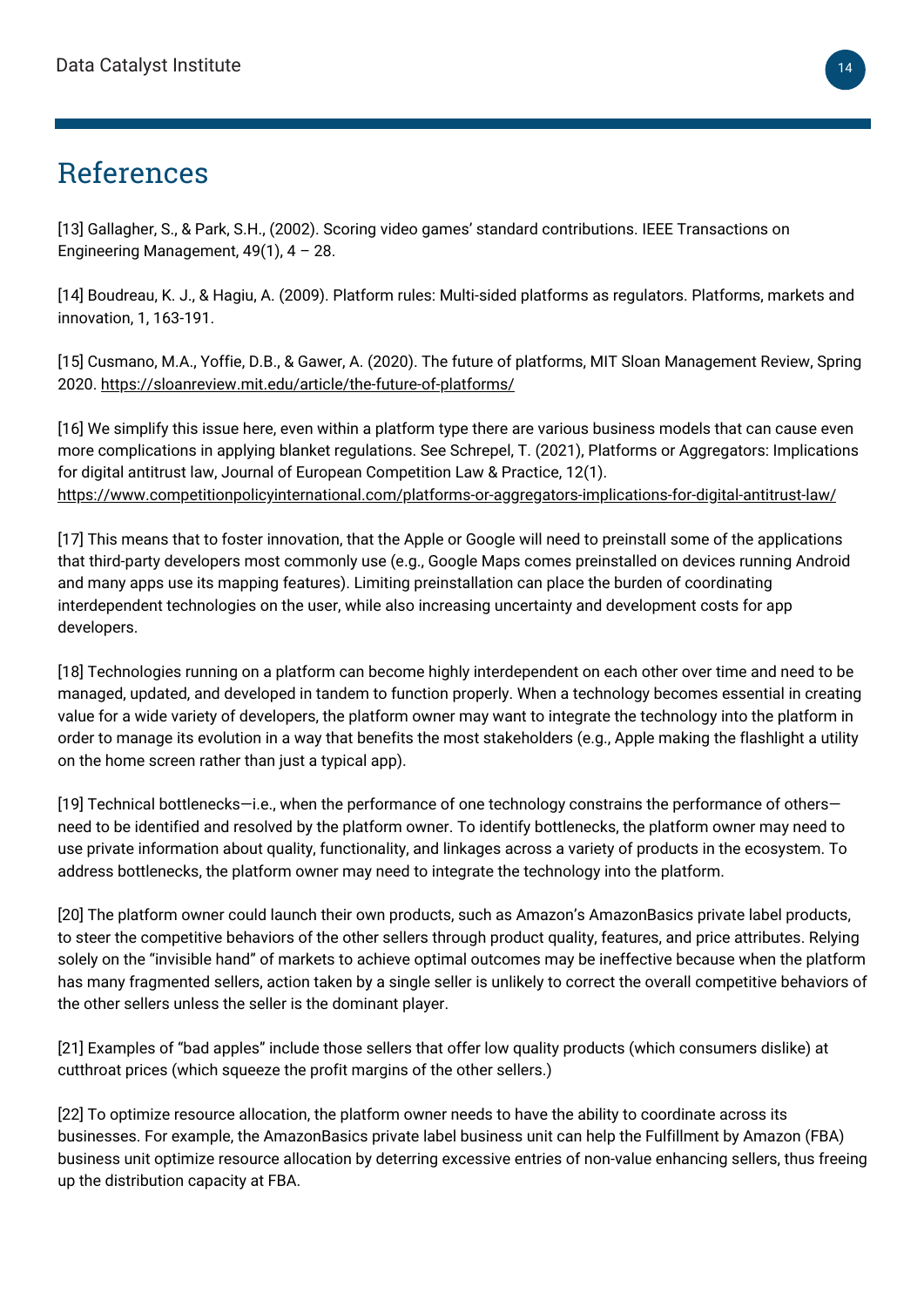# References

[13] Gallagher, S., & Park, S.H., (2002). Scoring video games' standard contributions. IEEE Transactions on Engineering Management, 49(1), 4 – 28.

[14] Boudreau, K. J., & Hagiu, A. (2009). Platform rules: Multi-sided platforms as regulators. Platforms, markets and innovation, 1, 163-191.

[15] Cusmano, M.A., Yoffie, D.B., & Gawer, A. (2020). The future of platforms, MIT Sloan Management Review, Spring 2020. https://sloanreview.mit.edu/article/the-future-of-platforms/

[16] We simplify this issue here, even within a platform type there are various business models that can cause even more complications in applying blanket regulations. See Schrepel, T. (2021), Platforms or Aggregators: Implications for digital antitrust law, Journal of European Competition Law & Practice, 12(1). https://www.competitionpolicyinternational.com/platforms-or-aggregators-implications-for-digital-antitrust-law/

[17] This means that to foster innovation, that the Apple or Google will need to preinstall some of the applications that third-party developers most commonly use (e.g., Google Maps comes preinstalled on devices running Android and many apps use its mapping features). Limiting preinstallation can place the burden of coordinating interdependent technologies on the user, while also increasing uncertainty and development costs for app developers.

[18] Technologies running on a platform can become highly interdependent on each other over time and need to be managed, updated, and developed in tandem to function properly. When a technology becomes essential in creating value for a wide variety of developers, the platform owner may want to integrate the technology into the platform in order to manage its evolution in a way that benefits the most stakeholders (e.g., Apple making the flashlight a utility on the home screen rather than just a typical app).

[19] Technical bottlenecks—i.e., when the performance of one technology constrains the performance of others—need to be identified and resolved by the platform owner. To identify bottlenecks, the platform owner may need to use private information about quality, functionality, and linkages across a variety of products in the ecosystem. To address bottlenecks, the platform owner may need to integrate the technology into the platform.

[20] The platform owner could launch their own products, such as Amazon's AmazonBasics private label products, to steer the competitive behaviors of the other sellers through product quality, features, and price attributes. Relying solely on the "invisible hand" of markets to achieve optimal outcomes may be ineffective because when the platform has many fragmented sellers, action taken by a single seller is unlikely to correct the overall competitive behaviors of the other sellers unless the seller is the dominant player.

[21] Examples of "bad apples" include those sellers that offer low quality products (which consumers dislike) at cutthroat prices (which squeeze the profit margins of the other sellers.)

[22] To optimize resource allocation, the platform owner needs to have the ability to coordinate across its businesses. For example, the AmazonBasics private label business unit can help the Fulfillment by Amazon (FBA) business unit optimize resource allocation by deterring excessive entries of non-value enhancing sellers, thus freeing up the distribution capacity at FBA.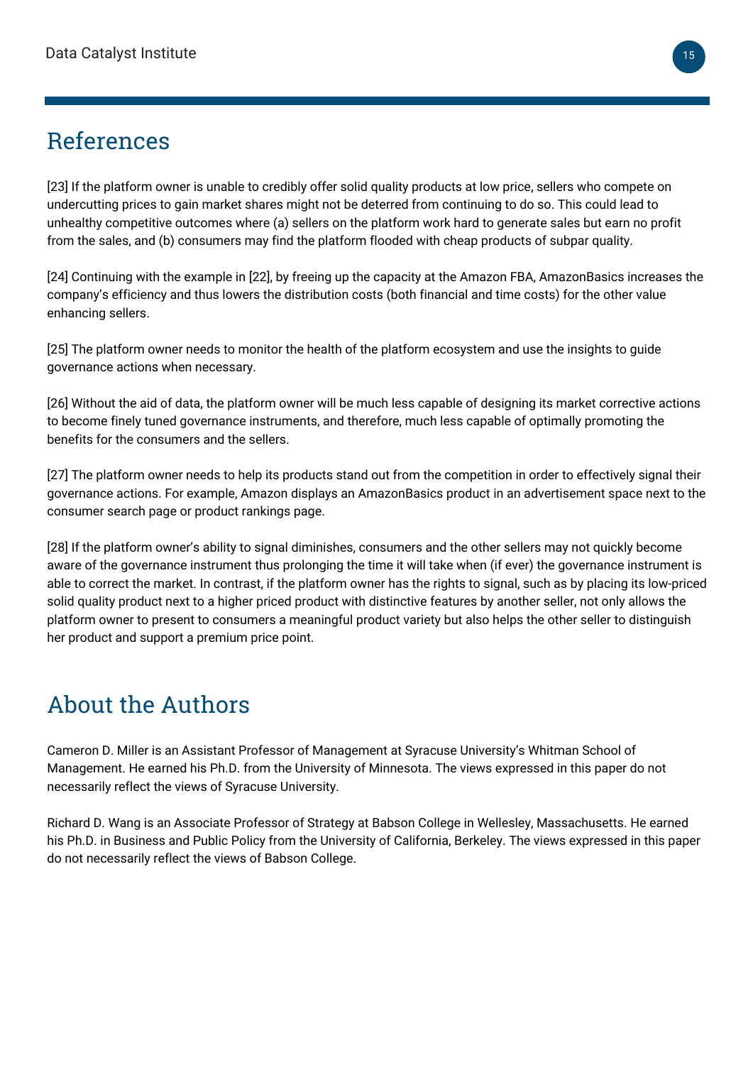# References

[23] If the platform owner is unable to credibly offer solid quality products at low price, sellers who compete on undercutting prices to gain market shares might not be deterred from continuing to do so. This could lead to unhealthy competitive outcomes where (a) sellers on the platform work hard to generate sales but earn no profit from the sales, and (b) consumers may find the platform flooded with cheap products of subpar quality.

[24] Continuing with the example in [22], by freeing up the capacity at the Amazon FBA, AmazonBasics increases the company's efficiency and thus lowers the distribution costs (both financial and time costs) for the other value enhancing sellers.

[25] The platform owner needs to monitor the health of the platform ecosystem and use the insights to guide governance actions when necessary.

[26] Without the aid of data, the platform owner will be much less capable of designing its market corrective actions to become finely tuned governance instruments, and therefore, much less capable of optimally promoting the benefits for the consumers and the sellers.

[27] The platform owner needs to help its products stand out from the competition in order to effectively signal their governance actions. For example, Amazon displays an AmazonBasics product in an advertisement space next to the consumer search page or product rankings page.

[28] If the platform owner's ability to signal diminishes, consumers and the other sellers may not quickly become aware of the governance instrument thus prolonging the time it will take when (if ever) the governance instrument is able to correct the market. In contrast, if the platform owner has the rights to signal, such as by placing its low-priced solid quality product next to a higher priced product with distinctive features by another seller, not only allows the platform owner to present to consumers a meaningful product variety but also helps the other seller to distinguish her product and support a premium price point.

# About the Authors

Cameron D. Miller is an Assistant Professor of Management at Syracuse University's Whitman School of Management. He earned his Ph.D. from the University of Minnesota. The views expressed in this paper do not necessarily reflect the views of Syracuse University.

Richard D. Wang is an Associate Professor of Strategy at Babson College in Wellesley, Massachusetts. He earned his Ph.D. in Business and Public Policy from the University of California, Berkeley. The views expressed in this paper do not necessarily reflect the views of Babson College.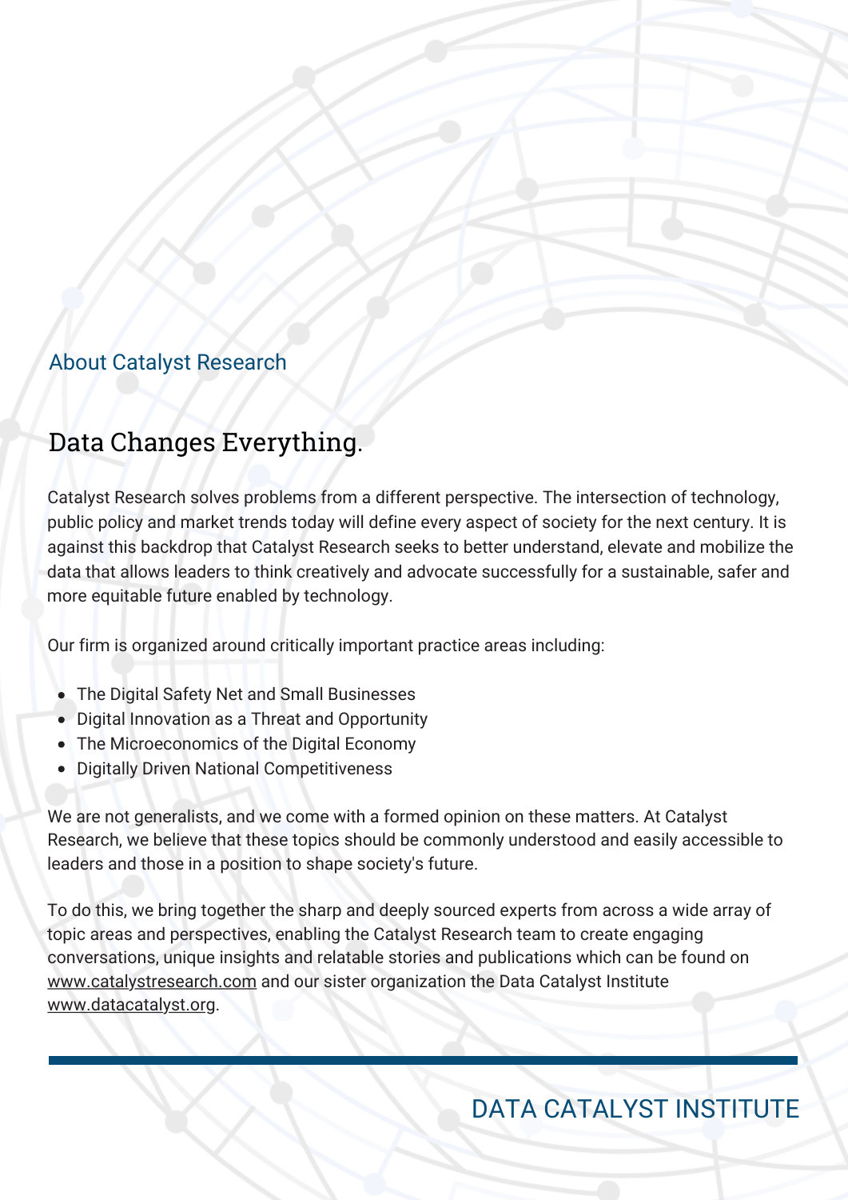## About Catalyst Research

# Data Changes Everything.

Catalyst Research solves problems from a different perspective. The intersection of technology, public policy and market trends today will define every aspect of society for the next century. It is against this backdrop that Catalyst Research seeks to better understand, elevate and mobilize the data that allows leaders to think creatively and advocate successfully for a sustainable, safer and more equitable future enabled by technology.

Our firm is organized around critically important practice areas including:

- The Digital Safety Net and Small Businesses
- Digital Innovation as a Threat and Opportunity
- The Microeconomics of the Digital Economy
- Digitally Driven National Competitiveness

We are not generalists, and we come with a formed opinion on these matters. At Catalyst Research, we believe that these topics should be commonly understood and easily accessible to leaders and those in a position to shape society's future.

To do this, we bring together the sharp and deeply sourced experts from across a wide array of topic areas and perspectives, enabling the Catalyst Research team to create engaging conversations, unique insights and relatable stories and publications which can be found on www.catalystresearch.com and our sister organization the Data Catalyst Institute www.datacatalyst.org.

DATA CATALYST INSTITUTE